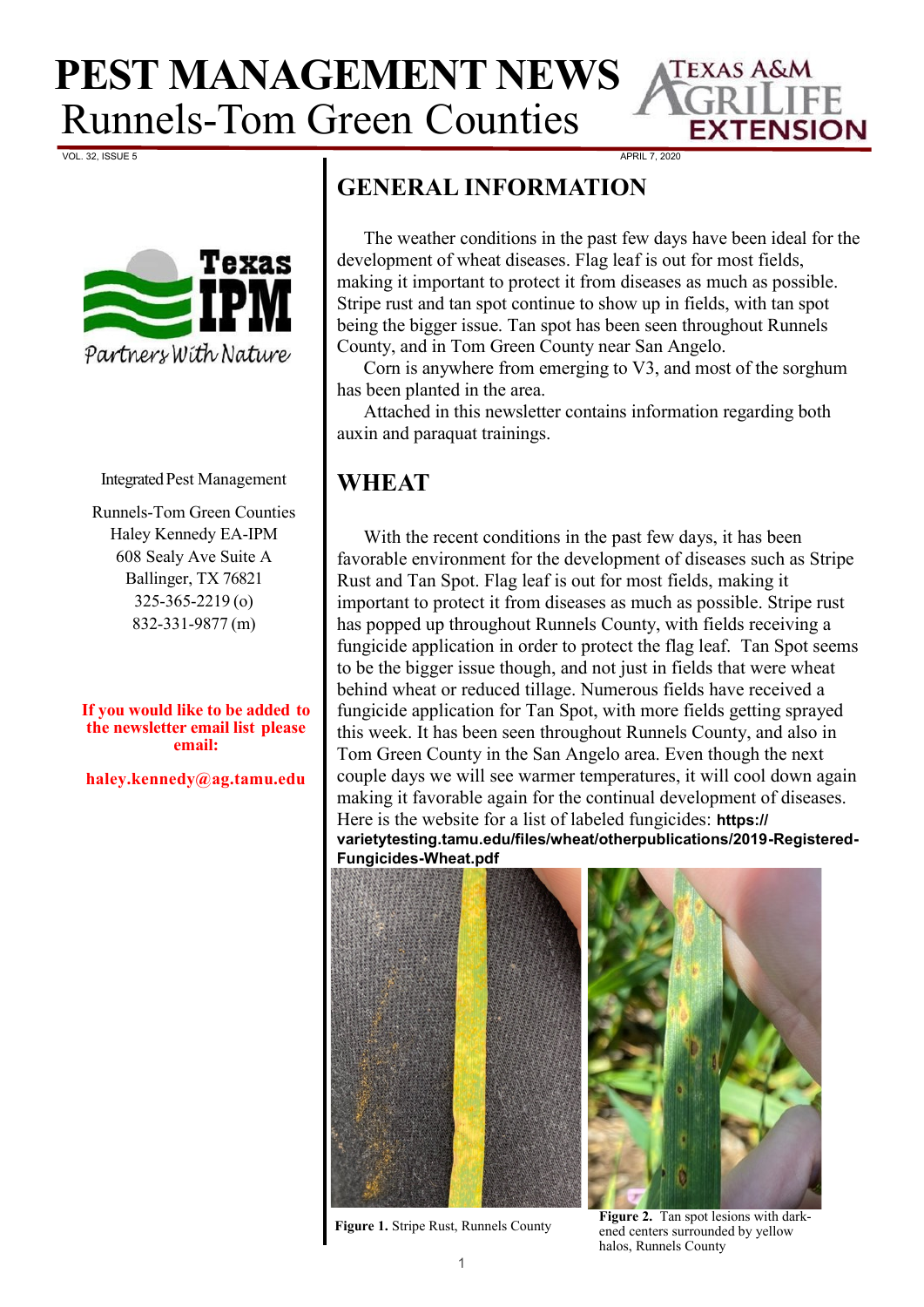# PEST MANAGEMENT NEWS

Runnels-Tom Green Counties

VOL. 32, ISSUE 5 — APRIL 7, 2020

Integrated Pest Management

Runnels-Tom Green Counties
Haley Kennedy EA-IPM
608 Sealy Ave Suite A
Ballinger, TX 76821
325-365-2219 (o)
832-331-9877 (m)

**If you would like to be added to the newsletter email list please email:**

**haley.kennedy@ag.tamu.edu**

## GENERAL INFORMATION

The weather conditions in the past few days have been ideal for the development of wheat diseases. Flag leaf is out for most fields, making it important to protect it from diseases as much as possible. Stripe rust and tan spot continue to show up in fields, with tan spot being the bigger issue. Tan spot has been seen throughout Runnels County, and in Tom Green County near San Angelo.

Corn is anywhere from emerging to V3, and most of the sorghum has been planted in the area.

Attached in this newsletter contains information regarding both auxin and paraquat trainings.

## WHEAT

With the recent conditions in the past few days, it has been favorable environment for the development of diseases such as Stripe Rust and Tan Spot. Flag leaf is out for most fields, making it important to protect it from diseases as much as possible. Stripe rust has popped up throughout Runnels County, with fields receiving a fungicide application in order to protect the flag leaf. Tan Spot seems to be the bigger issue though, and not just in fields that were wheat behind wheat or reduced tillage. Numerous fields have received a fungicide application for Tan Spot, with more fields getting sprayed this week. It has been seen throughout Runnels County, and also in Tom Green County in the San Angelo area. Even though the next couple days we will see warmer temperatures, it will cool down again making it favorable again for the continual development of diseases. Here is the website for a list of labeled fungicides: **https://varietytesting.tamu.edu/files/wheat/otherpublications/2019-Registered-Fungicides-Wheat.pdf**

**Figure 1.** Stripe Rust, Runnels County

**Figure 2.** Tan spot lesions with darkened centers surrounded by yellow halos, Runnels County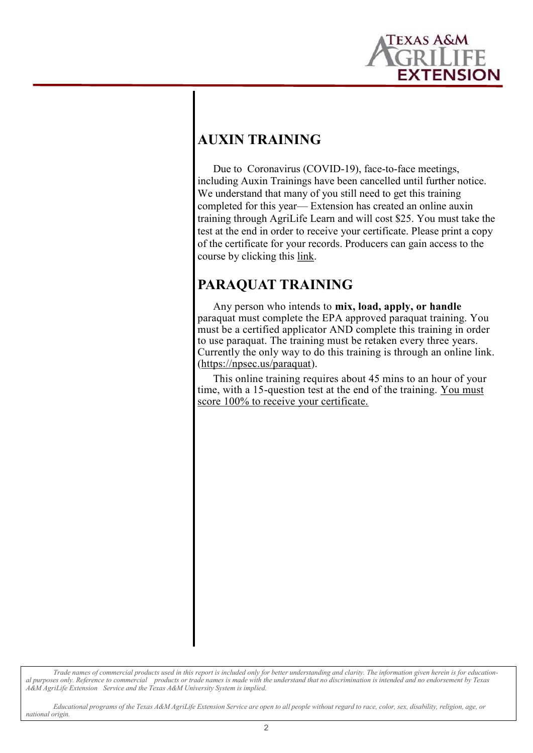## AUXIN TRAINING

Due to Coronavirus (COVID-19), face-to-face meetings, including Auxin Trainings have been cancelled until further notice. We understand that many of you still need to get this training completed for this year— Extension has created an online auxin training through AgriLife Learn and will cost $25. You must take the test at the end in order to receive your certificate. Please print a copy of the certificate for your records. Producers can gain access to the course by clicking this link.

## PARAQUAT TRAINING

Any person who intends to **mix, load, apply, or handle** paraquat must complete the EPA approved paraquat training. You must be a certified applicator AND complete this training in order to use paraquat. The training must be retaken every three years. Currently the only way to do this training is through an online link. (https://npsec.us/paraquat).

This online training requires about 45 mins to an hour of your time, with a 15-question test at the end of the training. You must score 100% to receive your certificate.

*Trade names of commercial products used in this report is included only for better understanding and clarity. The information given herein is for educational purposes only. Reference to commercial products or trade names is made with the understand that no discrimination is intended and no endorsement by Texas A&M AgriLife Extension Service and the Texas A&M University System is implied.*

*Educational programs of the Texas A&M AgriLife Extension Service are open to all people without regard to race, color, sex, disability, religion, age, or national origin.*